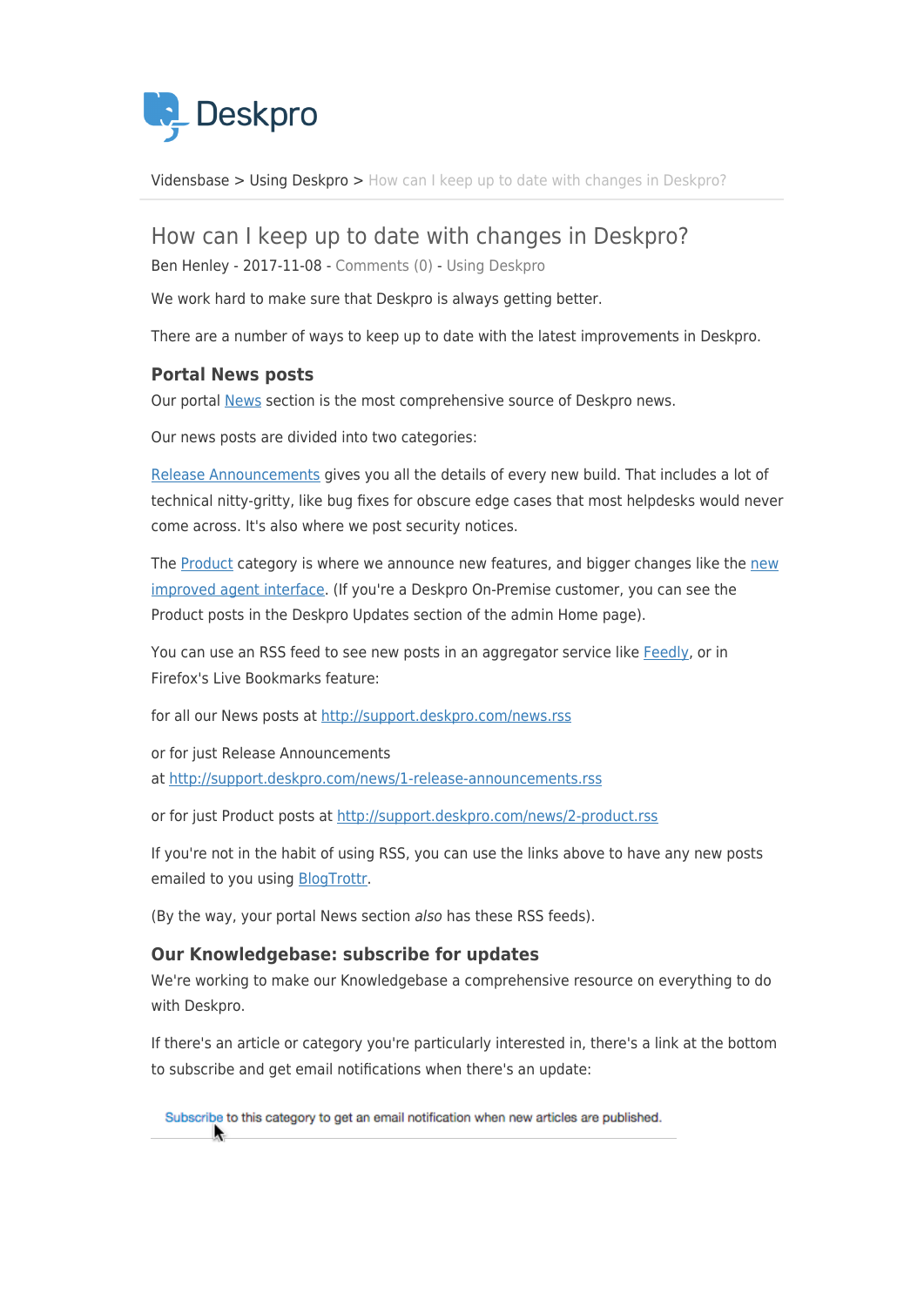Deskpro

Vidensbase > Using Deskpro > How can I keep up to date with changes in Deskpro?

# How can I keep up to date with changes in Deskpro?

Ben Henley - 2017-11-08 - Comments (0) - Using Deskpro

We work hard to make sure that Deskpro is always getting better.

There are a number of ways to keep up to date with the latest improvements in Deskpro.

## Portal News posts

Our portal News section is the most comprehensive source of Deskpro news.

Our news posts are divided into two categories:

Release Announcements gives you all the details of every new build. That includes a lot of technical nitty-gritty, like bug fixes for obscure edge cases that most helpdesks would never come across. It's also where we post security notices.

The Product category is where we announce new features, and bigger changes like the new improved agent interface. (If you're a Deskpro On-Premise customer, you can see the Product posts in the Deskpro Updates section of the admin Home page).

You can use an RSS feed to see new posts in an aggregator service like Feedly, or in Firefox's Live Bookmarks feature:

for all our News posts at http://support.deskpro.com/news.rss

or for just Release Announcements at http://support.deskpro.com/news/1-release-announcements.rss

or for just Product posts at http://support.deskpro.com/news/2-product.rss

If you're not in the habit of using RSS, you can use the links above to have any new posts emailed to you using BlogTrottr.

(By the way, your portal News section *also* has these RSS feeds).

## Our Knowledgebase: subscribe for updates

We're working to make our Knowledgebase a comprehensive resource on everything to do with Deskpro.

If there's an article or category you're particularly interested in, there's a link at the bottom to subscribe and get email notifications when there's an update:

Subscribe to this category to get an email notification when new articles are published.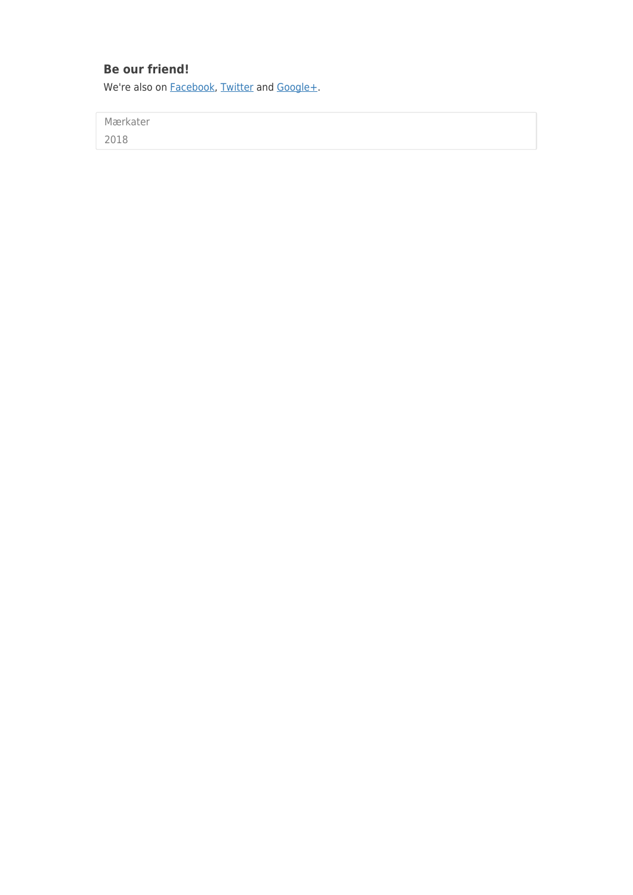### Be our friend!

We're also on Facebook, Twitter and Google+.

Mærkater
2018